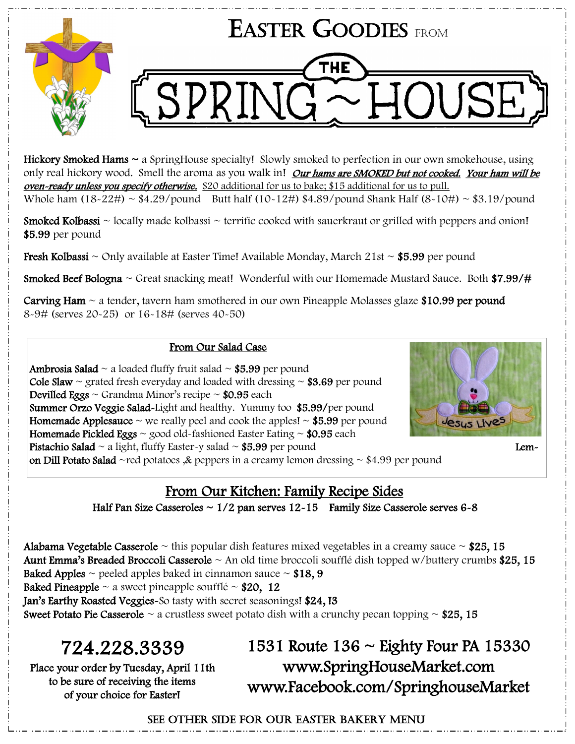# Easter Goodies from

# THE SPRING ~ HOUSE

**Hickory Smoked Hams ~** a SpringHouse specialty! Slowly smoked to perfection in our own smokehouse, using only real hickory wood. Smell the aroma as you walk in! ***Our hams are SMOKED but not cooked. Your ham will be oven-ready unless you specify otherwise.*** $20 additional for us to bake; $15 additional for us to pull.
Whole ham (18-22#) ~ $4.29/pound  Butt half (10-12#) $4.89/pound Shank Half (8-10#) ~ $3.19/pound

**Smoked Kolbassi** ~ locally made kolbassi ~ terrific cooked with sauerkraut or grilled with peppers and onion! **$5.99** per pound

**Fresh Kolbassi** ~ Only available at Easter Time! Available Monday, March 21st ~ **$5.99** per pound

**Smoked Beef Bologna** ~ Great snacking meat! Wonderful with our Homemade Mustard Sauce. Both **$7.99/#**

**Carving Ham** ~ a tender, tavern ham smothered in our own Pineapple Molasses glaze **$10.99 per pound**
8-9# (serves 20-25) or 16-18# (serves 40-50)

## From Our Salad Case

**Ambrosia Salad** ~ a loaded fluffy fruit salad ~ **$5.99** per pound
**Cole Slaw** ~ grated fresh everyday and loaded with dressing ~ **$3.69** per pound
**Devilled Eggs** ~ Grandma Minor's recipe ~ **$0.95** each
**Summer Orzo Veggie Salad**-Light and healthy. Yummy too **$5.99/**per pound
**Homemade Applesauce** ~ we really peel and cook the apples! ~ **$5.99** per pound
**Homemade Pickled Eggs** ~ good old-fashioned Easter Eating ~ **$0.95** each
**Pistachio Salad** ~ a light, fluffy Easter-y salad ~ **$5.99** per pound
**Lemon Dill Potato Salad** ~red potatoes ,& peppers in a creamy lemon dressing ~ $4.99 per pound

## From Our Kitchen: Family Recipe Sides

**Half Pan Size Casseroles ~ 1/2 pan serves 12-15  Family Size Casserole serves 6-8**

**Alabama Vegetable Casserole** ~ this popular dish features mixed vegetables in a creamy sauce ~ **$25, 15**
**Aunt Emma's Breaded Broccoli Casserole** ~ An old time broccoli soufflé dish topped w/buttery crumbs **$25, 15**
**Baked Apples** ~ peeled apples baked in cinnamon sauce ~ **$18, 9**
**Baked Pineapple** ~ a sweet pineapple soufflé ~ **$20, 12**
**Jan's Earthy Roasted Veggies**-So tasty with secret seasonings! **$24, 13**
**Sweet Potato Pie Casserole** ~ a crustless sweet potato dish with a crunchy pecan topping ~ **$25, 15**

## 724.228.3339

**Place your order by Tuesday, April 11th to be sure of receiving the items of your choice for Easter!**

## 1531 Route 136 ~ Eighty Four PA 15330
## www.SpringHouseMarket.com
## www.Facebook.com/SpringhouseMarket

SEE OTHER SIDE FOR OUR EASTER BAKERY MENU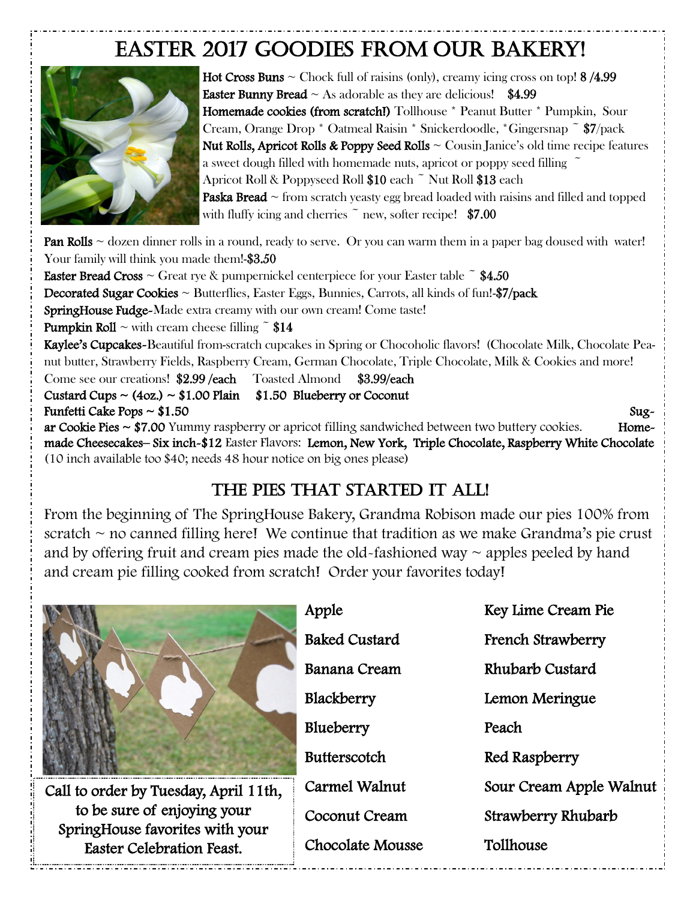# EASTER 2017 GOODIES FROM OUR BAKERY!

**Hot Cross Buns** ~ Chock full of raisins (only), creamy icing cross on top! **8 /4.99**

**Easter Bunny Bread** ~ As adorable as they are delicious! **$4.99**

**Homemade cookies (from scratch!)** Tollhouse * Peanut Butter * Pumpkin, Sour Cream, Orange Drop * Oatmeal Raisin * Snickerdoodle, *Gingersnap ~ **$7**/pack

**Nut Rolls, Apricot Rolls & Poppy Seed Rolls** ~ Cousin Janice's old time recipe features a sweet dough filled with homemade nuts, apricot or poppy seed filling ~ Apricot Roll & Poppyseed Roll **$10** each ~ Nut Roll **$13** each

**Paska Bread** ~ from scratch yeasty egg bread loaded with raisins and filled and topped with fluffy icing and cherries ~ new, softer recipe! **$7.00**

**Pan Rolls** ~ dozen dinner rolls in a round, ready to serve. Or you can warm them in a paper bag doused with water! Your family will think you made them!-**$3.50**

**Easter Bread Cross** ~ Great rye & pumpernickel centerpiece for your Easter table ~ **$4.50**

**Decorated Sugar Cookies** ~ Butterflies, Easter Eggs, Bunnies, Carrots, all kinds of fun!-**$7/pack**

**SpringHouse Fudge**-Made extra creamy with our own cream! Come taste!

**Pumpkin Roll** ~ with cream cheese filling ~ **$14**

**Kaylee's Cupcakes**-Beautiful from-scratch cupcakes in Spring or Chocoholic flavors! (Chocolate Milk, Chocolate Peanut butter, Strawberry Fields, Raspberry Cream, German Chocolate, Triple Chocolate, Milk & Cookies and more! Come see our creations! **$2.99 /each** Toasted Almond **$3.99/each**

**Custard Cups ~ (4oz.) ~ $1.00 Plain $1.50 Blueberry or Coconut**

**Funfetti Cake Pops ~ $1.50**

**Sugar Cookie Pies ~ $7.00** Yummy raspberry or apricot filling sandwiched between two buttery cookies.

**Homemade Cheesecakes– Six inch-$12** Easter Flavors: **Lemon, New York, Triple Chocolate, Raspberry White Chocolate** (10 inch available too $40; needs 48 hour notice on big ones please)

## THE PIES THAT STARTED IT ALL!

From the beginning of The SpringHouse Bakery, Grandma Robison made our pies 100% from scratch ~ no canned filling here! We continue that tradition as we make Grandma's pie crust and by offering fruit and cream pies made the old-fashioned way ~ apples peeled by hand and cream pie filling cooked from scratch! Order your favorites today!

Apple
Baked Custard
Banana Cream
Blackberry
Blueberry
Butterscotch
Carmel Walnut
Coconut Cream
Chocolate Mousse
Key Lime Cream Pie
French Strawberry
Rhubarb Custard
Lemon Meringue
Peach
Red Raspberry
Sour Cream Apple Walnut
Strawberry Rhubarb
Tollhouse

Call to order by Tuesday, April 11th, to be sure of enjoying your SpringHouse favorites with your Easter Celebration Feast.